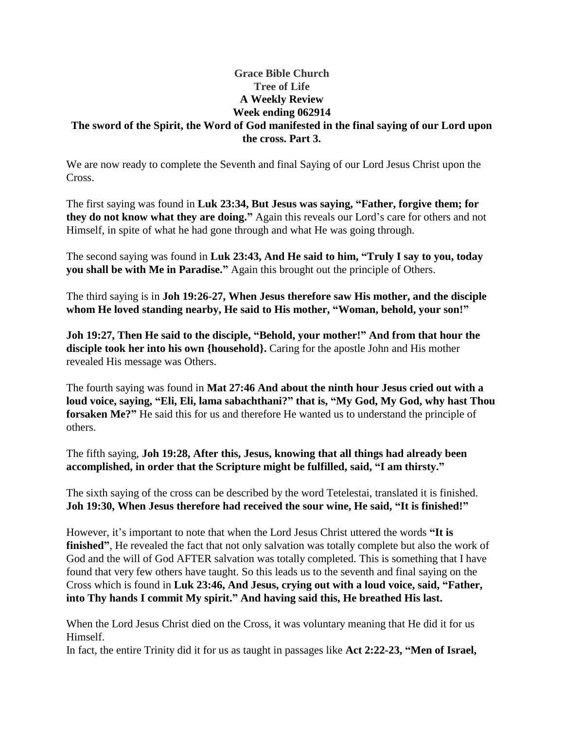# Grace Bible Church
## Tree of Life
### A Weekly Review
### Week ending 062914

**The sword of the Spirit, the Word of God manifested in the final saying of our Lord upon the cross. Part 3.**

We are now ready to complete the Seventh and final Saying of our Lord Jesus Christ upon the Cross.

The first saying was found in **Luk 23:34, But Jesus was saying, "Father, forgive them; for they do not know what they are doing."** Again this reveals our Lord's care for others and not Himself, in spite of what he had gone through and what He was going through.

The second saying was found in **Luk 23:43, And He said to him, "Truly I say to you, today you shall be with Me in Paradise."** Again this brought out the principle of Others.

The third saying is in **Joh 19:26-27, When Jesus therefore saw His mother, and the disciple whom He loved standing nearby, He said to His mother, "Woman, behold, your son!"**

**Joh 19:27, Then He said to the disciple, "Behold, your mother!" And from that hour the disciple took her into his own {household}.** Caring for the apostle John and His mother revealed His message was Others.

The fourth saying was found in **Mat 27:46 And about the ninth hour Jesus cried out with a loud voice, saying, "Eli, Eli, lama sabachthani?" that is, "My God, My God, why hast Thou forsaken Me?"** He said this for us and therefore He wanted us to understand the principle of others.

The fifth saying, **Joh 19:28, After this, Jesus, knowing that all things had already been accomplished, in order that the Scripture might be fulfilled, said, "I am thirsty."**

The sixth saying of the cross can be described by the word Tetelestai, translated it is finished. **Joh 19:30, When Jesus therefore had received the sour wine, He said, "It is finished!"**

However, it's important to note that when the Lord Jesus Christ uttered the words **"It is finished"**, He revealed the fact that not only salvation was totally complete but also the work of God and the will of God AFTER salvation was totally completed. This is something that I have found that very few others have taught. So this leads us to the seventh and final saying on the Cross which is found in **Luk 23:46, And Jesus, crying out with a loud voice, said, "Father, into Thy hands I commit My spirit." And having said this, He breathed His last.**

When the Lord Jesus Christ died on the Cross, it was voluntary meaning that He did it for us Himself.
In fact, the entire Trinity did it for us as taught in passages like **Act 2:22-23, "Men of Israel,**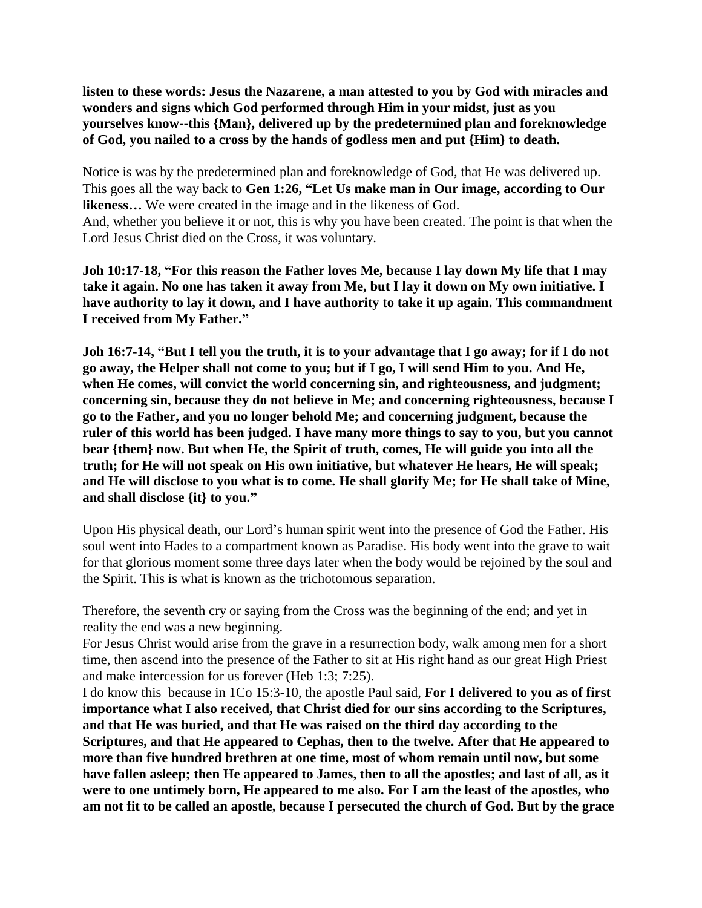**listen to these words: Jesus the Nazarene, a man attested to you by God with miracles and wonders and signs which God performed through Him in your midst, just as you yourselves know--this {Man}, delivered up by the predetermined plan and foreknowledge of God, you nailed to a cross by the hands of godless men and put {Him} to death.**

Notice is was by the predetermined plan and foreknowledge of God, that He was delivered up. This goes all the way back to **Gen 1:26, "Let Us make man in Our image, according to Our likeness…** We were created in the image and in the likeness of God.
And, whether you believe it or not, this is why you have been created. The point is that when the Lord Jesus Christ died on the Cross, it was voluntary.

**Joh 10:17-18, "For this reason the Father loves Me, because I lay down My life that I may take it again. No one has taken it away from Me, but I lay it down on My own initiative. I have authority to lay it down, and I have authority to take it up again. This commandment I received from My Father."**

**Joh 16:7-14, "But I tell you the truth, it is to your advantage that I go away; for if I do not go away, the Helper shall not come to you; but if I go, I will send Him to you. And He, when He comes, will convict the world concerning sin, and righteousness, and judgment; concerning sin, because they do not believe in Me; and concerning righteousness, because I go to the Father, and you no longer behold Me; and concerning judgment, because the ruler of this world has been judged. I have many more things to say to you, but you cannot bear {them} now. But when He, the Spirit of truth, comes, He will guide you into all the truth; for He will not speak on His own initiative, but whatever He hears, He will speak; and He will disclose to you what is to come. He shall glorify Me; for He shall take of Mine, and shall disclose {it} to you."**

Upon His physical death, our Lord's human spirit went into the presence of God the Father. His soul went into Hades to a compartment known as Paradise. His body went into the grave to wait for that glorious moment some three days later when the body would be rejoined by the soul and the Spirit. This is what is known as the trichotomous separation.

Therefore, the seventh cry or saying from the Cross was the beginning of the end; and yet in reality the end was a new beginning.
For Jesus Christ would arise from the grave in a resurrection body, walk among men for a short time, then ascend into the presence of the Father to sit at His right hand as our great High Priest and make intercession for us forever (Heb 1:3; 7:25).
I do know this because in 1Co 15:3-10, the apostle Paul said, **For I delivered to you as of first importance what I also received, that Christ died for our sins according to the Scriptures, and that He was buried, and that He was raised on the third day according to the Scriptures, and that He appeared to Cephas, then to the twelve. After that He appeared to more than five hundred brethren at one time, most of whom remain until now, but some have fallen asleep; then He appeared to James, then to all the apostles; and last of all, as it were to one untimely born, He appeared to me also. For I am the least of the apostles, who am not fit to be called an apostle, because I persecuted the church of God. But by the grace**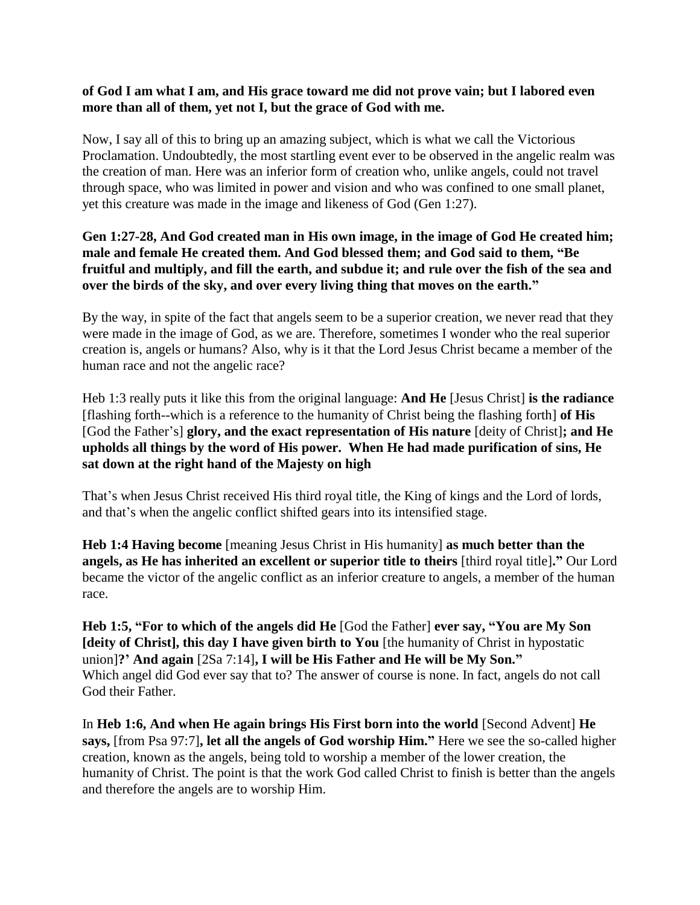**of God I am what I am, and His grace toward me did not prove vain; but I labored even more than all of them, yet not I, but the grace of God with me.**

Now, I say all of this to bring up an amazing subject, which is what we call the Victorious Proclamation. Undoubtedly, the most startling event ever to be observed in the angelic realm was the creation of man. Here was an inferior form of creation who, unlike angels, could not travel through space, who was limited in power and vision and who was confined to one small planet, yet this creature was made in the image and likeness of God (Gen 1:27).

**Gen 1:27-28, And God created man in His own image, in the image of God He created him; male and female He created them. And God blessed them; and God said to them, "Be fruitful and multiply, and fill the earth, and subdue it; and rule over the fish of the sea and over the birds of the sky, and over every living thing that moves on the earth."**

By the way, in spite of the fact that angels seem to be a superior creation, we never read that they were made in the image of God, as we are. Therefore, sometimes I wonder who the real superior creation is, angels or humans? Also, why is it that the Lord Jesus Christ became a member of the human race and not the angelic race?

Heb 1:3 really puts it like this from the original language: **And He** [Jesus Christ] **is the radiance** [flashing forth--which is a reference to the humanity of Christ being the flashing forth] **of His** [God the Father's] **glory, and the exact representation of His nature** [deity of Christ]**; and He upholds all things by the word of His power. When He had made purification of sins, He sat down at the right hand of the Majesty on high**

That's when Jesus Christ received His third royal title, the King of kings and the Lord of lords, and that's when the angelic conflict shifted gears into its intensified stage.

**Heb 1:4 Having become** [meaning Jesus Christ in His humanity] **as much better than the angels, as He has inherited an excellent or superior title to theirs** [third royal title]**."** Our Lord became the victor of the angelic conflict as an inferior creature to angels, a member of the human race.

**Heb 1:5, "For to which of the angels did He** [God the Father] **ever say, "You are My Son [deity of Christ], this day I have given birth to You** [the humanity of Christ in hypostatic union]**?' And again** [2Sa 7:14]**, I will be His Father and He will be My Son."**
Which angel did God ever say that to? The answer of course is none. In fact, angels do not call God their Father.

In **Heb 1:6, And when He again brings His First born into the world** [Second Advent] **He says,** [from Psa 97:7]**, let all the angels of God worship Him."** Here we see the so-called higher creation, known as the angels, being told to worship a member of the lower creation, the humanity of Christ. The point is that the work God called Christ to finish is better than the angels and therefore the angels are to worship Him.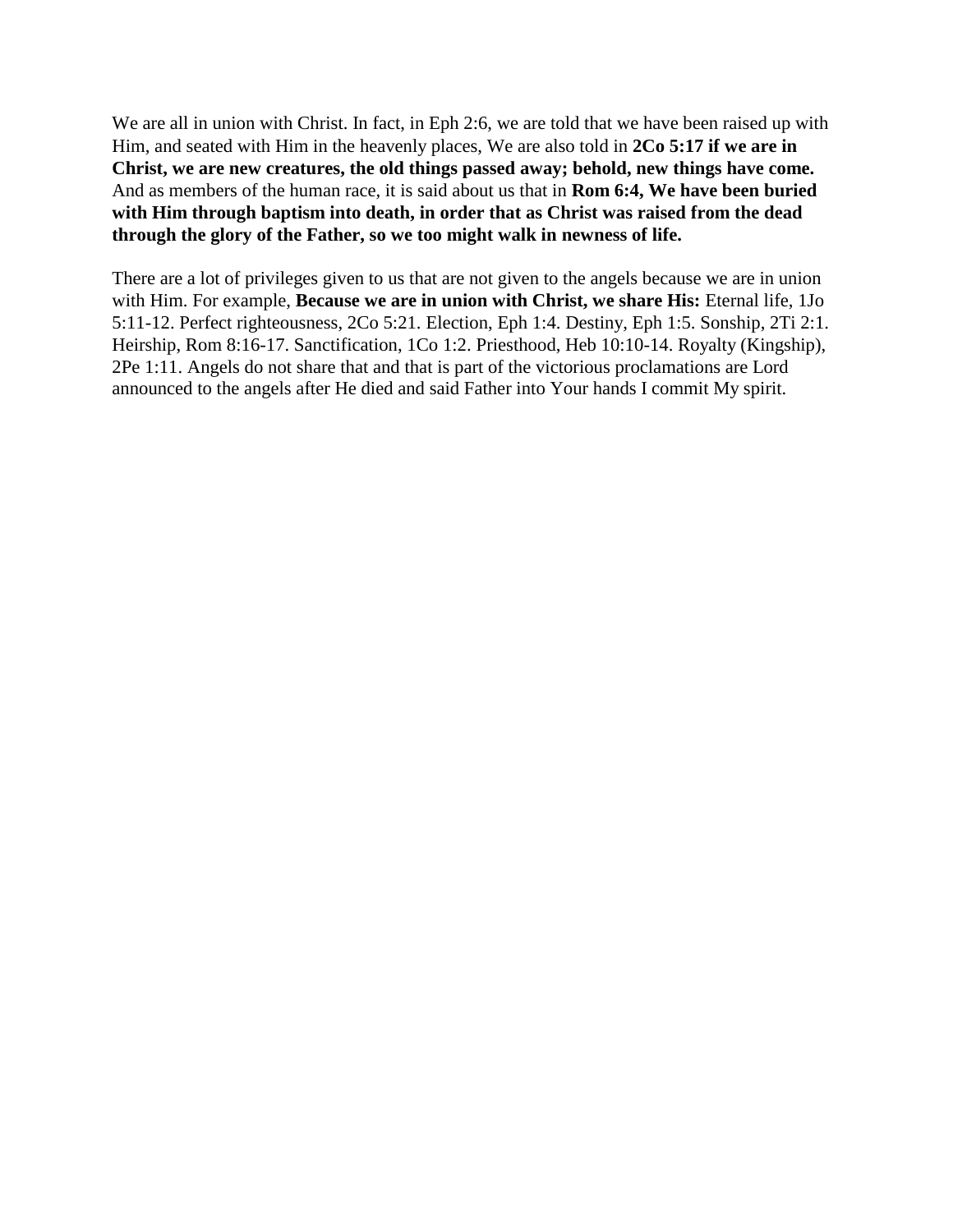We are all in union with Christ. In fact, in Eph 2:6, we are told that we have been raised up with Him, and seated with Him in the heavenly places, We are also told in **2Co 5:17 if we are in Christ, we are new creatures, the old things passed away; behold, new things have come.** And as members of the human race, it is said about us that in **Rom 6:4, We have been buried with Him through baptism into death, in order that as Christ was raised from the dead through the glory of the Father, so we too might walk in newness of life.**

There are a lot of privileges given to us that are not given to the angels because we are in union with Him. For example, **Because we are in union with Christ, we share His:** Eternal life, 1Jo 5:11-12. Perfect righteousness, 2Co 5:21. Election, Eph 1:4. Destiny, Eph 1:5. Sonship, 2Ti 2:1. Heirship, Rom 8:16-17. Sanctification, 1Co 1:2. Priesthood, Heb 10:10-14. Royalty (Kingship), 2Pe 1:11. Angels do not share that and that is part of the victorious proclamations are Lord announced to the angels after He died and said Father into Your hands I commit My spirit.